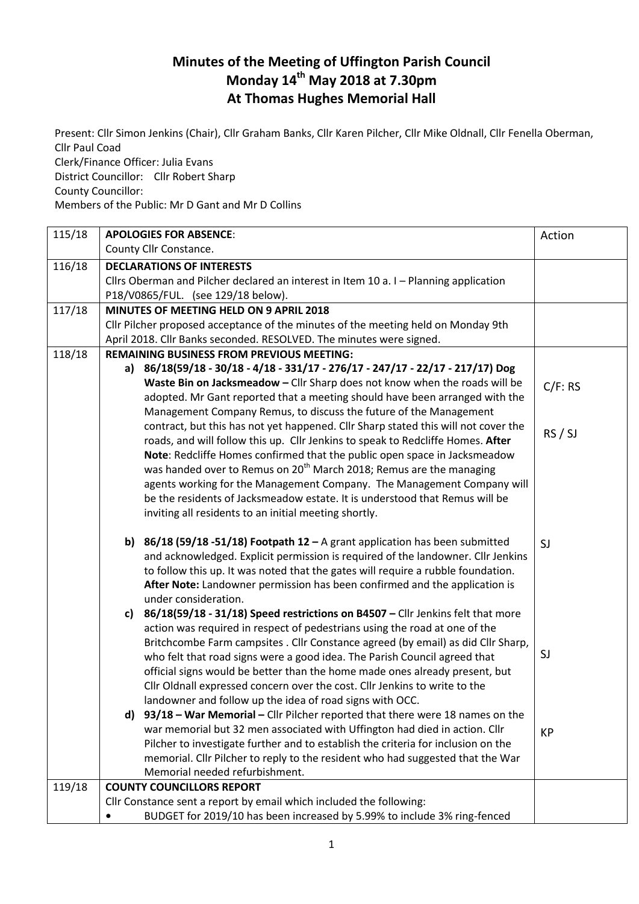# Minutes of the Meeting of Uffington Parish Council
# Monday 14th May 2018 at 7.30pm
# At Thomas Hughes Memorial Hall

Present: Cllr Simon Jenkins (Chair), Cllr Graham Banks, Cllr Karen Pilcher, Cllr Mike Oldnall, Cllr Fenella Oberman, Cllr Paul Coad

Clerk/Finance Officer: Julia Evans

District Councillor: Cllr Robert Sharp

County Councillor:

Members of the Public: Mr D Gant and Mr D Collins

| | | |
|---|---|---|
| 115/18 | **APOLOGIES FOR ABSENCE**:<br>County Cllr Constance. | Action |
| 116/18 | **DECLARATIONS OF INTERESTS**<br>Cllrs Oberman and Pilcher declared an interest in Item 10 a. I – Planning application P18/V0865/FUL. (see 129/18 below). | |
| 117/18 | **MINUTES OF MEETING HELD ON 9 APRIL 2018**<br>Cllr Pilcher proposed acceptance of the minutes of the meeting held on Monday 9th April 2018. Cllr Banks seconded. RESOLVED. The minutes were signed. | |
| 118/18 | **REMAINING BUSINESS FROM PREVIOUS MEETING:**<br>**a) 86/18(59/18 - 30/18 - 4/18 - 331/17 - 276/17 - 247/17 - 22/17 - 217/17) Dog Waste Bin on Jacksmeadow –** Cllr Sharp does not know when the roads will be adopted. Mr Gant reported that a meeting should have been arranged with the Management Company Remus, to discuss the future of the Management contract, but this has not yet happened. Cllr Sharp stated this will not cover the roads, and will follow this up. Cllr Jenkins to speak to Redcliffe Homes. **After Note**: Redcliffe Homes confirmed that the public open space in Jacksmeadow was handed over to Remus on 20th March 2018; Remus are the managing agents working for the Management Company. The Management Company will be the residents of Jacksmeadow estate. It is understood that Remus will be inviting all residents to an initial meeting shortly. | C/F: RS<br><br>RS / SJ |
| | **b) 86/18 (59/18 -51/18) Footpath 12 –** A grant application has been submitted and acknowledged. Explicit permission is required of the landowner. Cllr Jenkins to follow this up. It was noted that the gates will require a rubble foundation. **After Note:** Landowner permission has been confirmed and the application is under consideration. | SJ |
| | **c) 86/18(59/18 - 31/18) Speed restrictions on B4507 –** Cllr Jenkins felt that more action was required in respect of pedestrians using the road at one of the Britchcombe Farm campsites . Cllr Constance agreed (by email) as did Cllr Sharp, who felt that road signs were a good idea. The Parish Council agreed that official signs would be better than the home made ones already present, but Cllr Oldnall expressed concern over the cost. Cllr Jenkins to write to the landowner and follow up the idea of road signs with OCC. | SJ |
| | **d) 93/18 – War Memorial –** Cllr Pilcher reported that there were 18 names on the war memorial but 32 men associated with Uffington had died in action. Cllr Pilcher to investigate further and to establish the criteria for inclusion on the memorial. Cllr Pilcher to reply to the resident who had suggested that the War Memorial needed refurbishment. | KP |
| 119/18 | **COUNTY COUNCILLORS REPORT**<br>Cllr Constance sent a report by email which included the following:<br>• BUDGET for 2019/10 has been increased by 5.99% to include 3% ring-fenced | |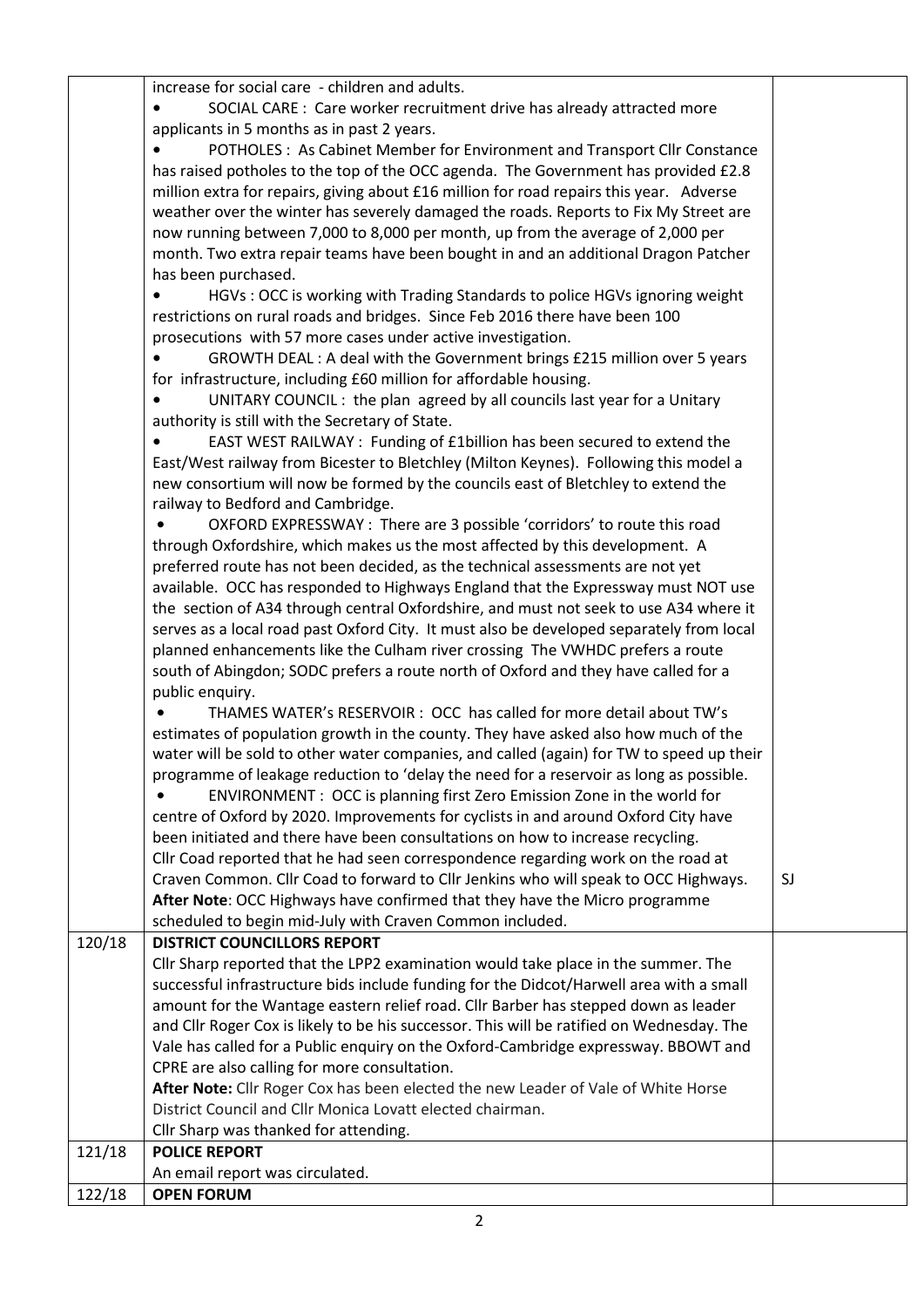| | | |
|---|---|---|
| | increase for social care - children and adults.<br>• SOCIAL CARE : Care worker recruitment drive has already attracted more applicants in 5 months as in past 2 years.<br>• POTHOLES : As Cabinet Member for Environment and Transport Cllr Constance has raised potholes to the top of the OCC agenda. The Government has provided £2.8 million extra for repairs, giving about £16 million for road repairs this year. Adverse weather over the winter has severely damaged the roads. Reports to Fix My Street are now running between 7,000 to 8,000 per month, up from the average of 2,000 per month. Two extra repair teams have been bought in and an additional Dragon Patcher has been purchased.<br>• HGVs : OCC is working with Trading Standards to police HGVs ignoring weight restrictions on rural roads and bridges. Since Feb 2016 there have been 100 prosecutions with 57 more cases under active investigation.<br>• GROWTH DEAL : A deal with the Government brings £215 million over 5 years for infrastructure, including £60 million for affordable housing.<br>• UNITARY COUNCIL : the plan agreed by all councils last year for a Unitary authority is still with the Secretary of State.<br>• EAST WEST RAILWAY : Funding of £1billion has been secured to extend the East/West railway from Bicester to Bletchley (Milton Keynes). Following this model a new consortium will now be formed by the councils east of Bletchley to extend the railway to Bedford and Cambridge.<br>• OXFORD EXPRESSWAY : There are 3 possible 'corridors' to route this road through Oxfordshire, which makes us the most affected by this development. A preferred route has not been decided, as the technical assessments are not yet available. OCC has responded to Highways England that the Expressway must NOT use the section of A34 through central Oxfordshire, and must not seek to use A34 where it serves as a local road past Oxford City. It must also be developed separately from local planned enhancements like the Culham river crossing The VWHDC prefers a route south of Abingdon; SODC prefers a route north of Oxford and they have called for a public enquiry.<br>• THAMES WATER's RESERVOIR : OCC has called for more detail about TW's estimates of population growth in the county. They have asked also how much of the water will be sold to other water companies, and called (again) for TW to speed up their programme of leakage reduction to 'delay the need for a reservoir as long as possible.<br>• ENVIRONMENT : OCC is planning first Zero Emission Zone in the world for centre of Oxford by 2020. Improvements for cyclists in and around Oxford City have been initiated and there have been consultations on how to increase recycling.<br>Cllr Coad reported that he had seen correspondence regarding work on the road at Craven Common. Cllr Coad to forward to Cllr Jenkins who will speak to OCC Highways.<br>**After Note**: OCC Highways have confirmed that they have the Micro programme scheduled to begin mid-July with Craven Common included. | SJ |
| 120/18 | **DISTRICT COUNCILLORS REPORT**<br>Cllr Sharp reported that the LPP2 examination would take place in the summer. The successful infrastructure bids include funding for the Didcot/Harwell area with a small amount for the Wantage eastern relief road. Cllr Barber has stepped down as leader and Cllr Roger Cox is likely to be his successor. This will be ratified on Wednesday. The Vale has called for a Public enquiry on the Oxford-Cambridge expressway. BBOWT and CPRE are also calling for more consultation.<br>**After Note:** Cllr Roger Cox has been elected the new Leader of Vale of White Horse District Council and Cllr Monica Lovatt elected chairman.<br>Cllr Sharp was thanked for attending. | |
| 121/18 | **POLICE REPORT**<br>An email report was circulated. | |
| 122/18 | **OPEN FORUM** | |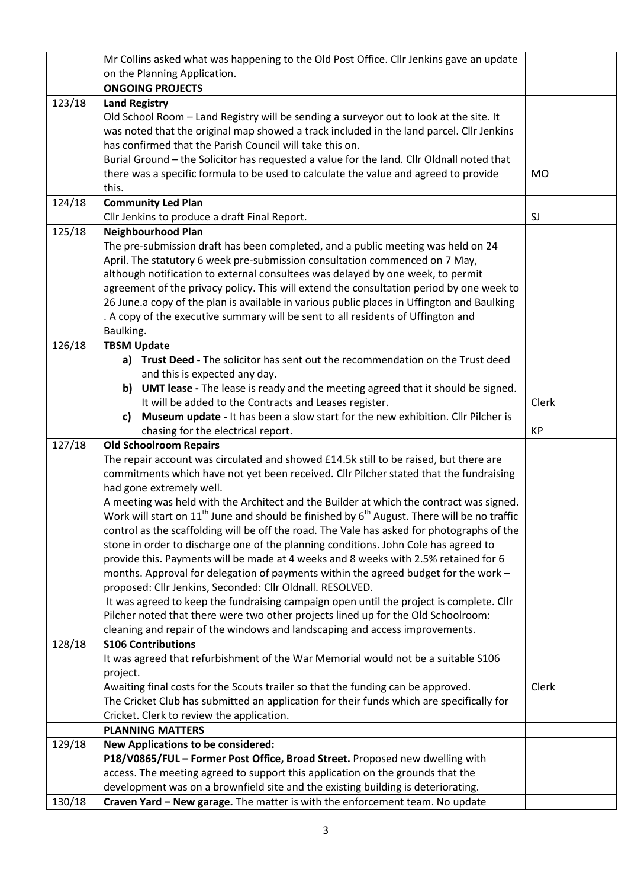| | | |
|---|---|---|
| | Mr Collins asked what was happening to the Old Post Office. Cllr Jenkins gave an update on the Planning Application. | |
| | **ONGOING PROJECTS** | |
| 123/18 | **Land Registry**<br>Old School Room – Land Registry will be sending a surveyor out to look at the site. It was noted that the original map showed a track included in the land parcel. Cllr Jenkins has confirmed that the Parish Council will take this on.<br>Burial Ground – the Solicitor has requested a value for the land. Cllr Oldnall noted that there was a specific formula to be used to calculate the value and agreed to provide this. | MO |
| 124/18 | **Community Led Plan**<br>Cllr Jenkins to produce a draft Final Report. | SJ |
| 125/18 | **Neighbourhood Plan**<br>The pre-submission draft has been completed, and a public meeting was held on 24 April. The statutory 6 week pre-submission consultation commenced on 7 May, although notification to external consultees was delayed by one week, to permit agreement of the privacy policy. This will extend the consultation period by one week to 26 June.a copy of the plan is available in various public places in Uffington and Baulking . A copy of the executive summary will be sent to all residents of Uffington and Baulking. | |
| 126/18 | **TBSM Update**<br>**a) Trust Deed -** The solicitor has sent out the recommendation on the Trust deed and this is expected any day.<br>**b) UMT lease -** The lease is ready and the meeting agreed that it should be signed. It will be added to the Contracts and Leases register.<br>**c) Museum update -** It has been a slow start for the new exhibition. Cllr Pilcher is chasing for the electrical report. | Clerk<br><br>KP |
| 127/18 | **Old Schoolroom Repairs**<br>The repair account was circulated and showed £14.5k still to be raised, but there are commitments which have not yet been received. Cllr Pilcher stated that the fundraising had gone extremely well.<br>A meeting was held with the Architect and the Builder at which the contract was signed. Work will start on 11th June and should be finished by 6th August. There will be no traffic control as the scaffolding will be off the road. The Vale has asked for photographs of the stone in order to discharge one of the planning conditions. John Cole has agreed to provide this. Payments will be made at 4 weeks and 8 weeks with 2.5% retained for 6 months. Approval for delegation of payments within the agreed budget for the work – proposed: Cllr Jenkins, Seconded: Cllr Oldnall. RESOLVED.<br>It was agreed to keep the fundraising campaign open until the project is complete. Cllr Pilcher noted that there were two other projects lined up for the Old Schoolroom: cleaning and repair of the windows and landscaping and access improvements. | |
| 128/18 | **S106 Contributions**<br>It was agreed that refurbishment of the War Memorial would not be a suitable S106 project.<br>Awaiting final costs for the Scouts trailer so that the funding can be approved.<br>The Cricket Club has submitted an application for their funds which are specifically for Cricket. Clerk to review the application. | Clerk |
| | **PLANNING MATTERS** | |
| 129/18 | **New Applications to be considered:**<br>**P18/V0865/FUL – Former Post Office, Broad Street.** Proposed new dwelling with access. The meeting agreed to support this application on the grounds that the development was on a brownfield site and the existing building is deteriorating. | |
| 130/18 | **Craven Yard – New garage.** The matter is with the enforcement team. No update | |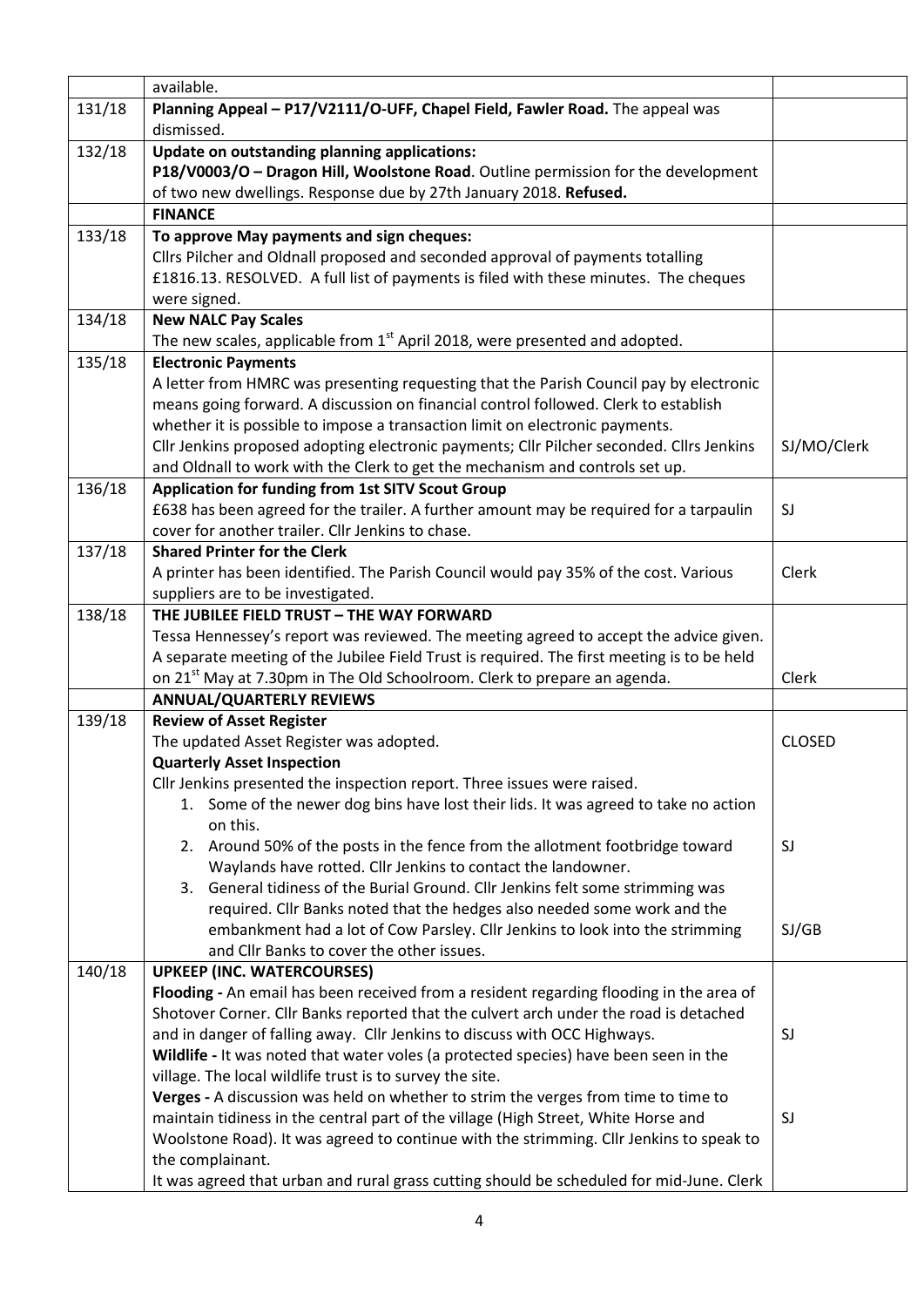| | | |
|---|---|---|
| | available. | |
| 131/18 | **Planning Appeal – P17/V2111/O-UFF, Chapel Field, Fawler Road.** The appeal was dismissed. | |
| 132/18 | **Update on outstanding planning applications:**<br>**P18/V0003/O – Dragon Hill, Woolstone Road**. Outline permission for the development of two new dwellings. Response due by 27th January 2018. **Refused.** | |
| | **FINANCE** | |
| 133/18 | **To approve May payments and sign cheques:**<br>Cllrs Pilcher and Oldnall proposed and seconded approval of payments totalling £1816.13. RESOLVED. A full list of payments is filed with these minutes. The cheques were signed. | |
| 134/18 | **New NALC Pay Scales**<br>The new scales, applicable from 1st April 2018, were presented and adopted. | |
| 135/18 | **Electronic Payments**<br>A letter from HMRC was presenting requesting that the Parish Council pay by electronic means going forward. A discussion on financial control followed. Clerk to establish whether it is possible to impose a transaction limit on electronic payments.<br>Cllr Jenkins proposed adopting electronic payments; Cllr Pilcher seconded. Cllrs Jenkins and Oldnall to work with the Clerk to get the mechanism and controls set up. | SJ/MO/Clerk |
| 136/18 | **Application for funding from 1st SITV Scout Group**<br>£638 has been agreed for the trailer. A further amount may be required for a tarpaulin cover for another trailer. Cllr Jenkins to chase. | SJ |
| 137/18 | **Shared Printer for the Clerk**<br>A printer has been identified. The Parish Council would pay 35% of the cost. Various suppliers are to be investigated. | Clerk |
| 138/18 | **THE JUBILEE FIELD TRUST – THE WAY FORWARD**<br>Tessa Hennessey's report was reviewed. The meeting agreed to accept the advice given. A separate meeting of the Jubilee Field Trust is required. The first meeting is to be held on 21st May at 7.30pm in The Old Schoolroom. Clerk to prepare an agenda. | Clerk |
| | **ANNUAL/QUARTERLY REVIEWS** | |
| 139/18 | **Review of Asset Register**<br>The updated Asset Register was adopted.<br>**Quarterly Asset Inspection**<br>Cllr Jenkins presented the inspection report. Three issues were raised.<br>1. Some of the newer dog bins have lost their lids. It was agreed to take no action on this.<br>2. Around 50% of the posts in the fence from the allotment footbridge toward Waylands have rotted. Cllr Jenkins to contact the landowner.<br>3. General tidiness of the Burial Ground. Cllr Jenkins felt some strimming was required. Cllr Banks noted that the hedges also needed some work and the embankment had a lot of Cow Parsley. Cllr Jenkins to look into the strimming and Cllr Banks to cover the other issues. | CLOSED<br><br><br><br>SJ<br><br>SJ/GB |
| 140/18 | **UPKEEP (INC. WATERCOURSES)**<br>**Flooding -** An email has been received from a resident regarding flooding in the area of Shotover Corner. Cllr Banks reported that the culvert arch under the road is detached and in danger of falling away. Cllr Jenkins to discuss with OCC Highways.<br>**Wildlife -** It was noted that water voles (a protected species) have been seen in the village. The local wildlife trust is to survey the site.<br>**Verges -** A discussion was held on whether to strim the verges from time to time to maintain tidiness in the central part of the village (High Street, White Horse and Woolstone Road). It was agreed to continue with the strimming. Cllr Jenkins to speak to the complainant.<br>It was agreed that urban and rural grass cutting should be scheduled for mid-June. Clerk | <br><br>SJ<br><br><br>SJ |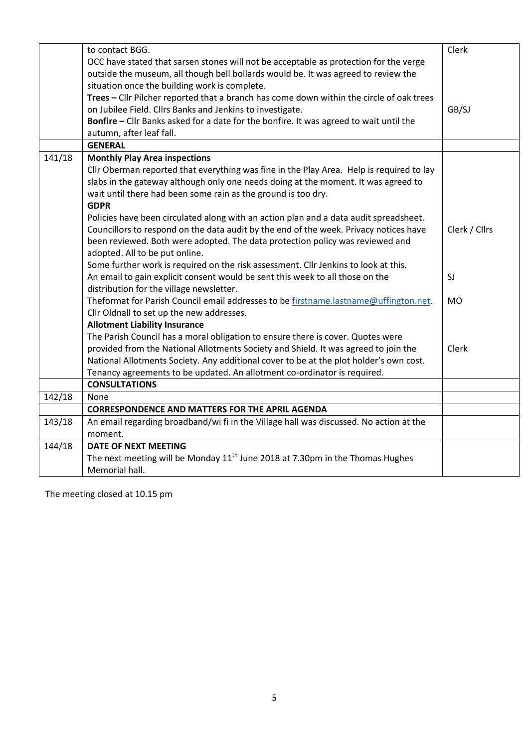| | | |
|---|---|---|
| | to contact BGG.<br>OCC have stated that sarsen stones will not be acceptable as protection for the verge outside the museum, all though bell bollards would be. It was agreed to review the situation once the building work is complete.<br>**Trees –** Cllr Pilcher reported that a branch has come down within the circle of oak trees on Jubilee Field. Cllrs Banks and Jenkins to investigate.<br>**Bonfire –** Cllr Banks asked for a date for the bonfire. It was agreed to wait until the autumn, after leaf fall. | Clerk<br><br><br><br>GB/SJ |
| | **GENERAL** | |
| 141/18 | **Monthly Play Area inspections**<br>Cllr Oberman reported that everything was fine in the Play Area. Help is required to lay slabs in the gateway although only one needs doing at the moment. It was agreed to wait until there had been some rain as the ground is too dry.<br>**GDPR**<br>Policies have been circulated along with an action plan and a data audit spreadsheet. Councillors to respond on the data audit by the end of the week. Privacy notices have been reviewed. Both were adopted. The data protection policy was reviewed and adopted. All to be put online.<br>Some further work is required on the risk assessment. Cllr Jenkins to look at this.<br>An email to gain explicit consent would be sent this week to all those on the distribution for the village newsletter.<br>Theformat for Parish Council email addresses to be firstname.lastname@uffington.net. Cllr Oldnall to set up the new addresses.<br>**Allotment Liability Insurance**<br>The Parish Council has a moral obligation to ensure there is cover. Quotes were provided from the National Allotments Society and Shield. It was agreed to join the National Allotments Society. Any additional cover to be at the plot holder's own cost. Tenancy agreements to be updated. An allotment co-ordinator is required. | <br><br><br><br><br>Clerk / Cllrs<br><br><br>SJ<br><br>MO<br><br><br>Clerk |
| | **CONSULTATIONS** | |
| 142/18 | None | |
| | **CORRESPONDENCE AND MATTERS FOR THE APRIL AGENDA** | |
| 143/18 | An email regarding broadband/wi fi in the Village hall was discussed. No action at the moment. | |
| 144/18 | **DATE OF NEXT MEETING**<br>The next meeting will be Monday 11th June 2018 at 7.30pm in the Thomas Hughes Memorial hall. | |

The meeting closed at 10.15 pm